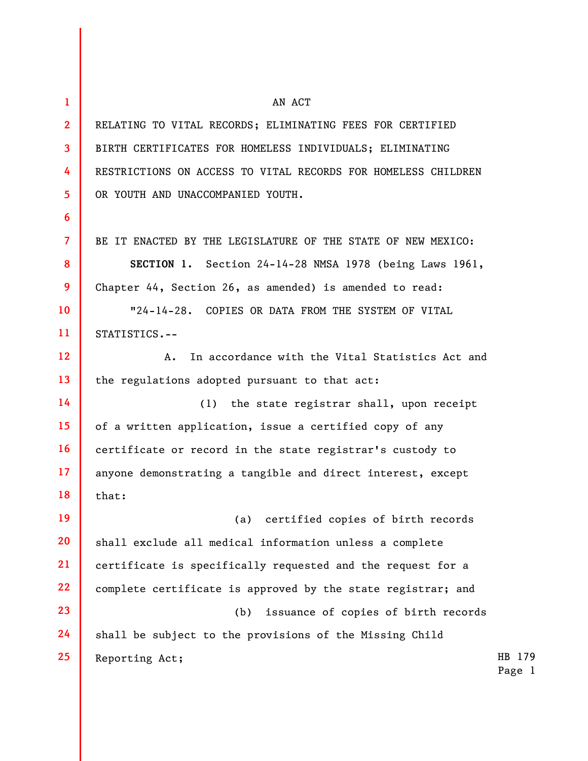AN ACT

RELATING TO VITAL RECORDS; ELIMINATING FEES FOR CERTIFIED BIRTH CERTIFICATES FOR HOMELESS INDIVIDUALS; ELIMINATING RESTRICTIONS ON ACCESS TO VITAL RECORDS FOR HOMELESS CHILDREN OR YOUTH AND UNACCOMPANIED YOUTH.

BE IT ENACTED BY THE LEGISLATURE OF THE STATE OF NEW MEXICO:

**SECTION 1.** Section 24-14-28 NMSA 1978 (being Laws 1961, Chapter 44, Section 26, as amended) is amended to read:

"24-14-28. COPIES OR DATA FROM THE SYSTEM OF VITAL STATISTICS.--

A. In accordance with the Vital Statistics Act and the regulations adopted pursuant to that act:

(1) the state registrar shall, upon receipt of a written application, issue a certified copy of any certificate or record in the state registrar's custody to anyone demonstrating a tangible and direct interest, except that:

(a) certified copies of birth records shall exclude all medical information unless a complete certificate is specifically requested and the request for a complete certificate is approved by the state registrar; and

(b) issuance of copies of birth records shall be subject to the provisions of the Missing Child Reporting Act;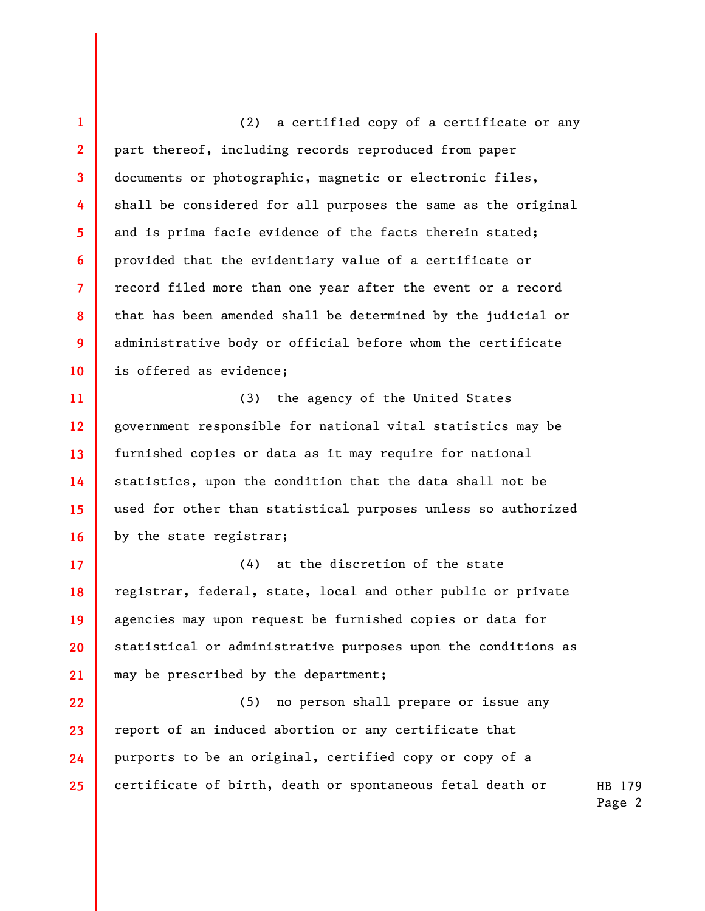(2) a certified copy of a certificate or any part thereof, including records reproduced from paper documents or photographic, magnetic or electronic files, shall be considered for all purposes the same as the original and is prima facie evidence of the facts therein stated; provided that the evidentiary value of a certificate or record filed more than one year after the event or a record that has been amended shall be determined by the judicial or administrative body or official before whom the certificate is offered as evidence;

(3) the agency of the United States government responsible for national vital statistics may be furnished copies or data as it may require for national statistics, upon the condition that the data shall not be used for other than statistical purposes unless so authorized by the state registrar;

(4) at the discretion of the state registrar, federal, state, local and other public or private agencies may upon request be furnished copies or data for statistical or administrative purposes upon the conditions as may be prescribed by the department;

(5) no person shall prepare or issue any report of an induced abortion or any certificate that purports to be an original, certified copy or copy of a certificate of birth, death or spontaneous fetal death or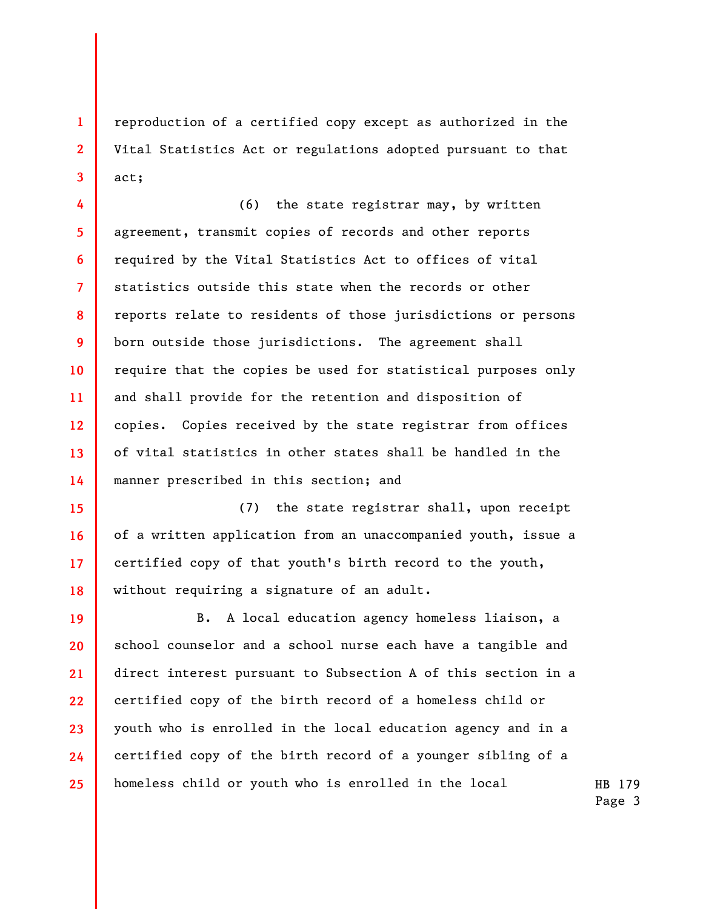reproduction of a certified copy except as authorized in the Vital Statistics Act or regulations adopted pursuant to that act;

(6) the state registrar may, by written agreement, transmit copies of records and other reports required by the Vital Statistics Act to offices of vital statistics outside this state when the records or other reports relate to residents of those jurisdictions or persons born outside those jurisdictions. The agreement shall require that the copies be used for statistical purposes only and shall provide for the retention and disposition of copies. Copies received by the state registrar from offices of vital statistics in other states shall be handled in the manner prescribed in this section; and

(7) the state registrar shall, upon receipt of a written application from an unaccompanied youth, issue a certified copy of that youth's birth record to the youth, without requiring a signature of an adult.

B. A local education agency homeless liaison, a school counselor and a school nurse each have a tangible and direct interest pursuant to Subsection A of this section in a certified copy of the birth record of a homeless child or youth who is enrolled in the local education agency and in a certified copy of the birth record of a younger sibling of a homeless child or youth who is enrolled in the local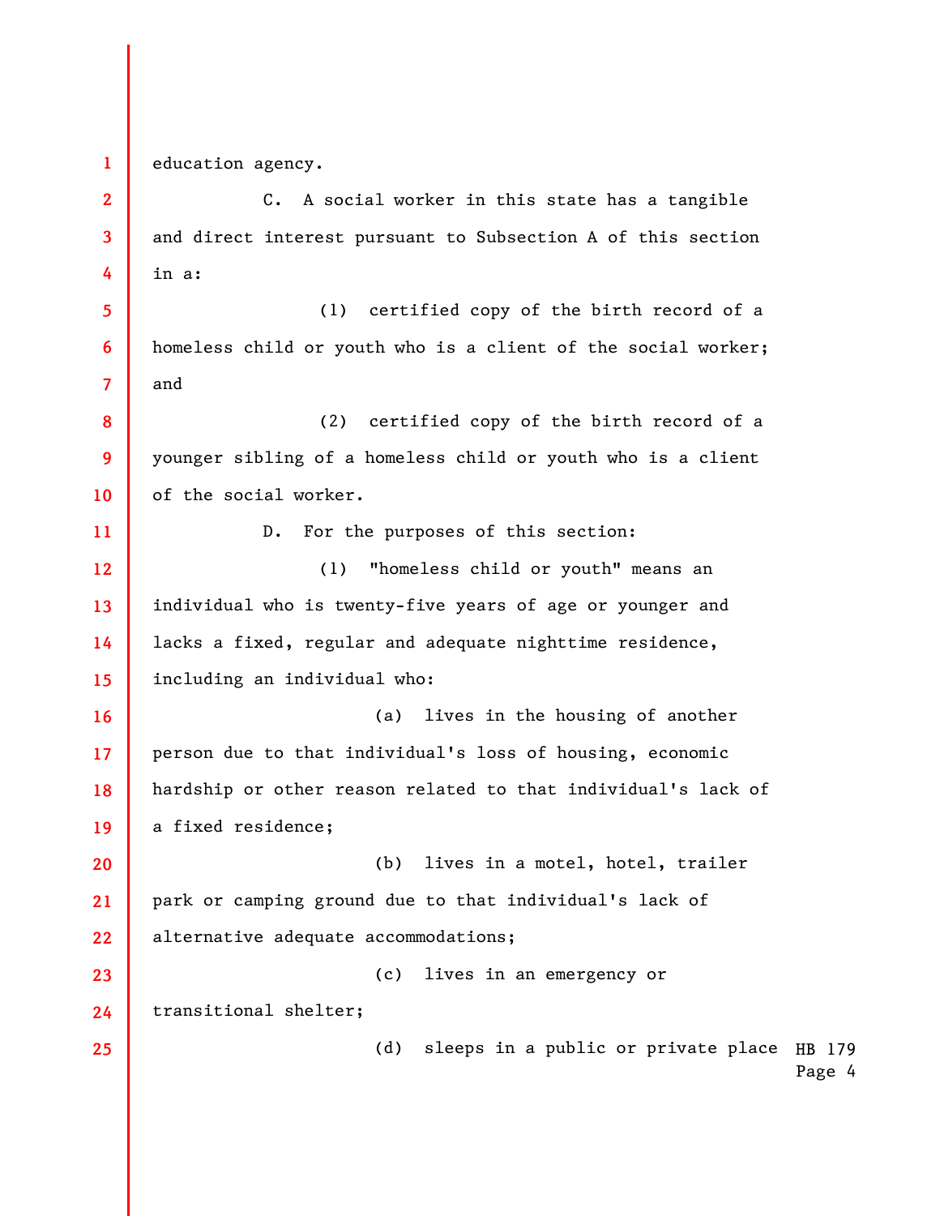education agency.

C. A social worker in this state has a tangible and direct interest pursuant to Subsection A of this section in a:

(1) certified copy of the birth record of a homeless child or youth who is a client of the social worker; and

(2) certified copy of the birth record of a younger sibling of a homeless child or youth who is a client of the social worker.

D. For the purposes of this section:

(1) "homeless child or youth" means an individual who is twenty-five years of age or younger and lacks a fixed, regular and adequate nighttime residence, including an individual who:

(a) lives in the housing of another person due to that individual's loss of housing, economic hardship or other reason related to that individual's lack of a fixed residence;

(b) lives in a motel, hotel, trailer park or camping ground due to that individual's lack of alternative adequate accommodations;

(c) lives in an emergency or transitional shelter;

(d) sleeps in a public or private place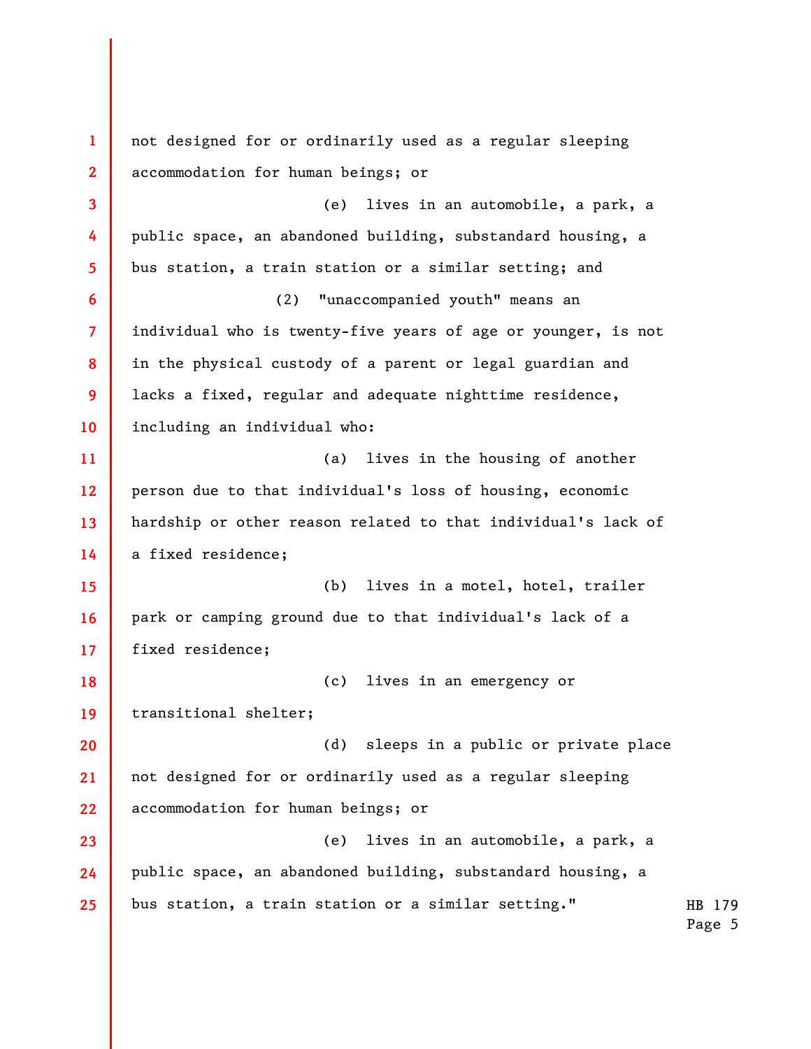not designed for or ordinarily used as a regular sleeping accommodation for human beings; or

(e) lives in an automobile, a park, a public space, an abandoned building, substandard housing, a bus station, a train station or a similar setting; and

(2) "unaccompanied youth" means an individual who is twenty-five years of age or younger, is not in the physical custody of a parent or legal guardian and lacks a fixed, regular and adequate nighttime residence, including an individual who:

(a) lives in the housing of another person due to that individual's loss of housing, economic hardship or other reason related to that individual's lack of a fixed residence;

(b) lives in a motel, hotel, trailer park or camping ground due to that individual's lack of a fixed residence;

(c) lives in an emergency or transitional shelter;

(d) sleeps in a public or private place not designed for or ordinarily used as a regular sleeping accommodation for human beings; or

(e) lives in an automobile, a park, a public space, an abandoned building, substandard housing, a bus station, a train station or a similar setting."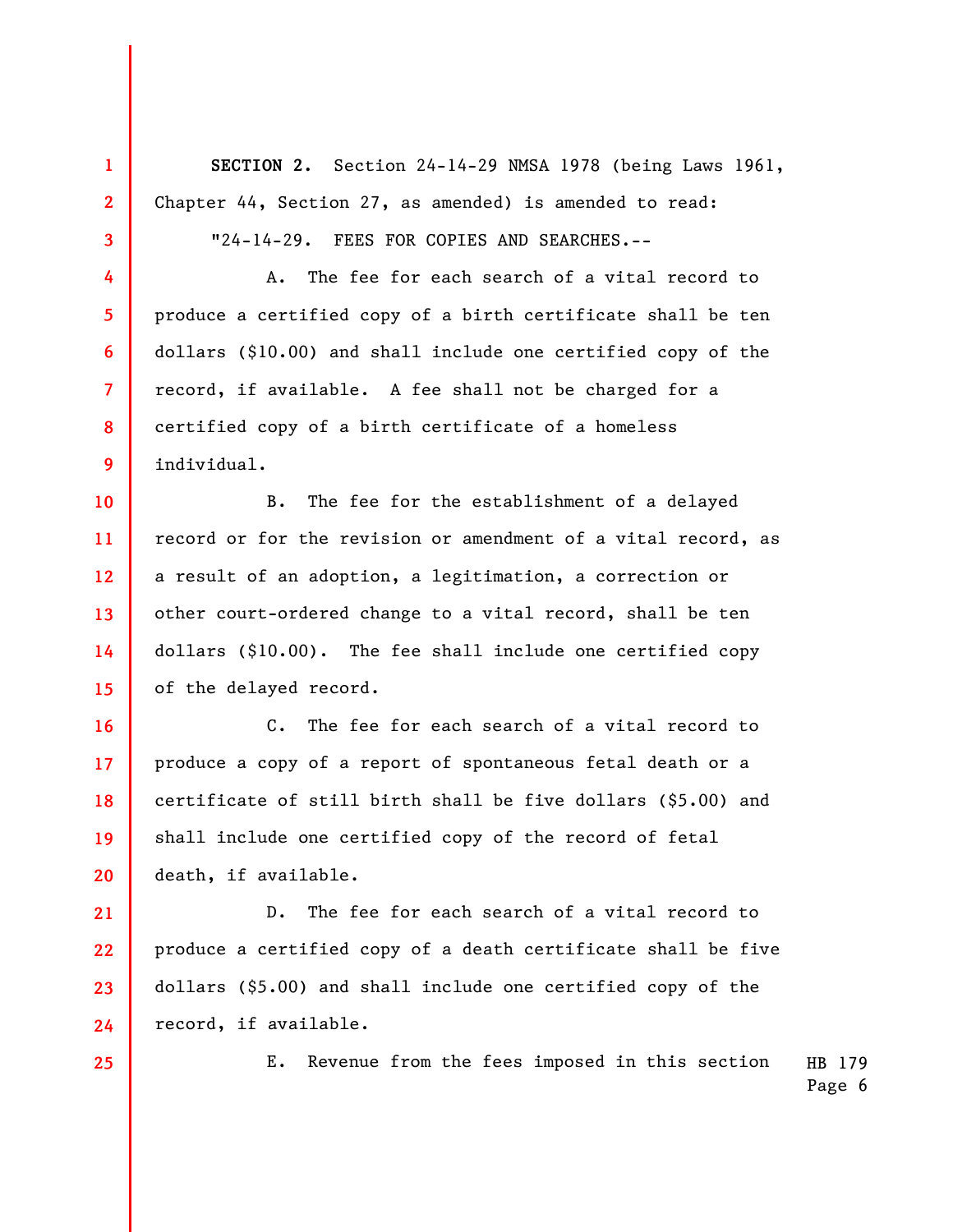**SECTION 2.** Section 24-14-29 NMSA 1978 (being Laws 1961, Chapter 44, Section 27, as amended) is amended to read:

"24-14-29. FEES FOR COPIES AND SEARCHES.--

A. The fee for each search of a vital record to produce a certified copy of a birth certificate shall be ten dollars ($10.00) and shall include one certified copy of the record, if available. A fee shall not be charged for a certified copy of a birth certificate of a homeless individual.

B. The fee for the establishment of a delayed record or for the revision or amendment of a vital record, as a result of an adoption, a legitimation, a correction or other court-ordered change to a vital record, shall be ten dollars ($10.00). The fee shall include one certified copy of the delayed record.

C. The fee for each search of a vital record to produce a copy of a report of spontaneous fetal death or a certificate of still birth shall be five dollars ($5.00) and shall include one certified copy of the record of fetal death, if available.

D. The fee for each search of a vital record to produce a certified copy of a death certificate shall be five dollars ($5.00) and shall include one certified copy of the record, if available.

E. Revenue from the fees imposed in this section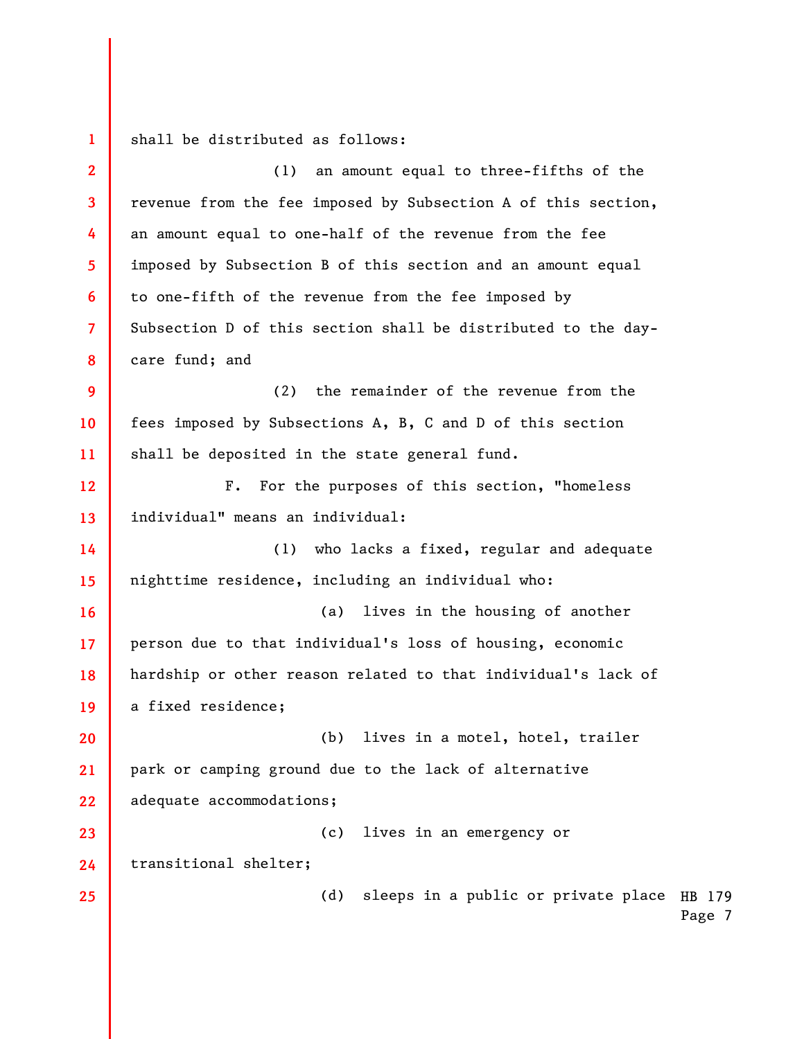shall be distributed as follows:

(1) an amount equal to three-fifths of the revenue from the fee imposed by Subsection A of this section, an amount equal to one-half of the revenue from the fee imposed by Subsection B of this section and an amount equal to one-fifth of the revenue from the fee imposed by Subsection D of this section shall be distributed to the day-care fund; and

(2) the remainder of the revenue from the fees imposed by Subsections A, B, C and D of this section shall be deposited in the state general fund.

F. For the purposes of this section, "homeless individual" means an individual:

(1) who lacks a fixed, regular and adequate nighttime residence, including an individual who:

(a) lives in the housing of another person due to that individual's loss of housing, economic hardship or other reason related to that individual's lack of a fixed residence;

(b) lives in a motel, hotel, trailer park or camping ground due to the lack of alternative adequate accommodations;

(c) lives in an emergency or transitional shelter;

(d) sleeps in a public or private place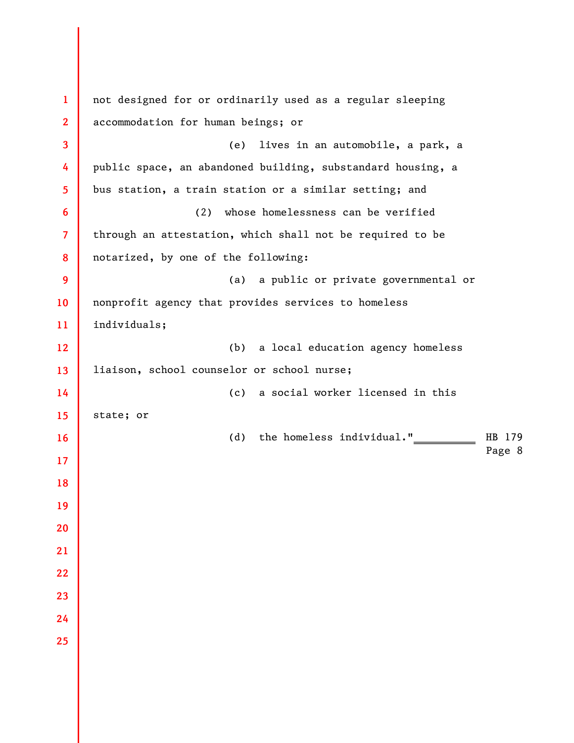not designed for or ordinarily used as a regular sleeping accommodation for human beings; or

(e) lives in an automobile, a park, a public space, an abandoned building, substandard housing, a bus station, a train station or a similar setting; and

(2) whose homelessness can be verified through an attestation, which shall not be required to be notarized, by one of the following:

(a) a public or private governmental or nonprofit agency that provides services to homeless individuals;

(b) a local education agency homeless liaison, school counselor or school nurse;

(c) a social worker licensed in this state; or

(d) the homeless individual."